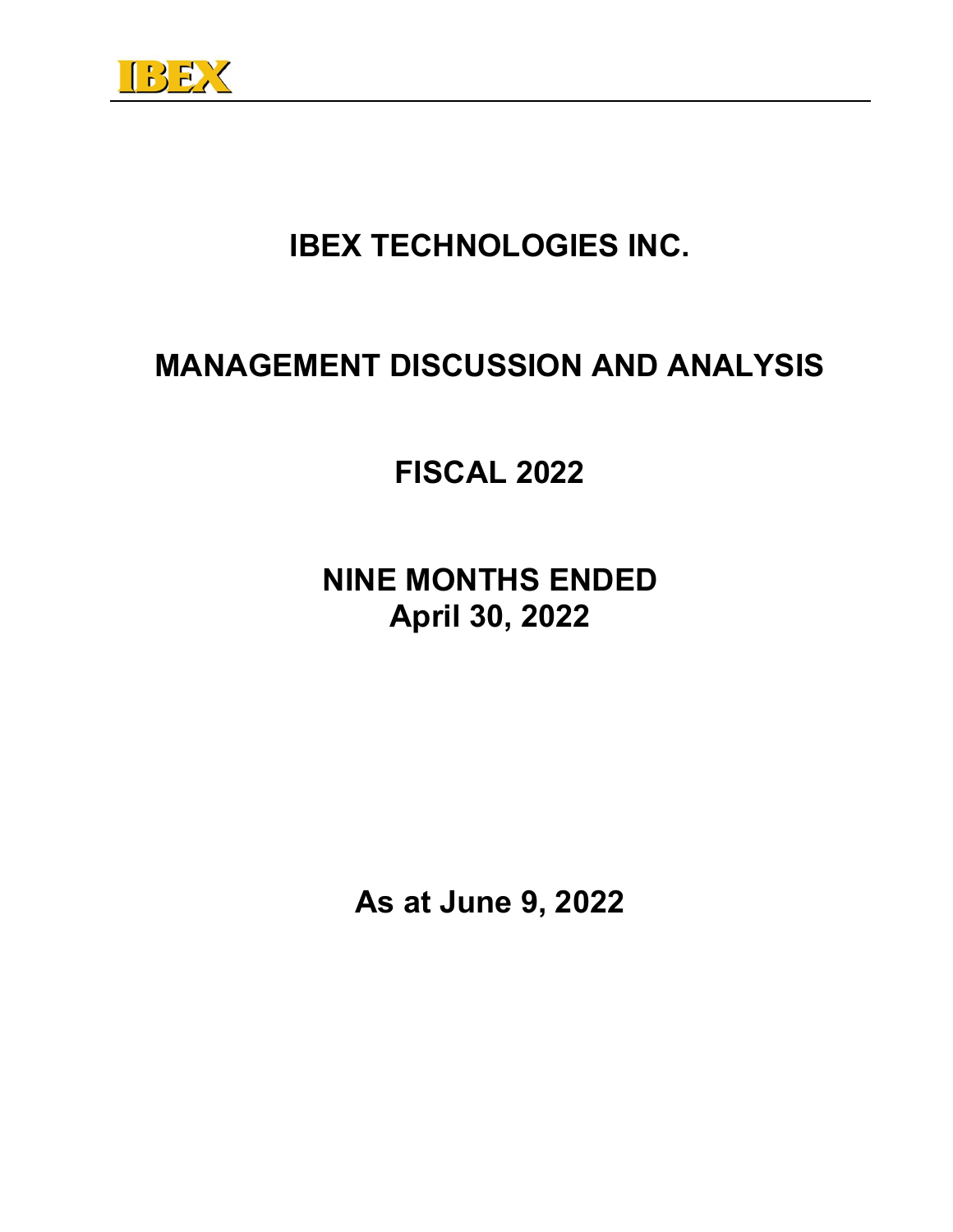IBEX

# IBEX TECHNOLOGIES INC.

# MANAGEMENT DISCUSSION AND ANALYSIS

# FISCAL 2022

# NINE MONTHS ENDED
# April 30, 2022

**As at June 9, 2022**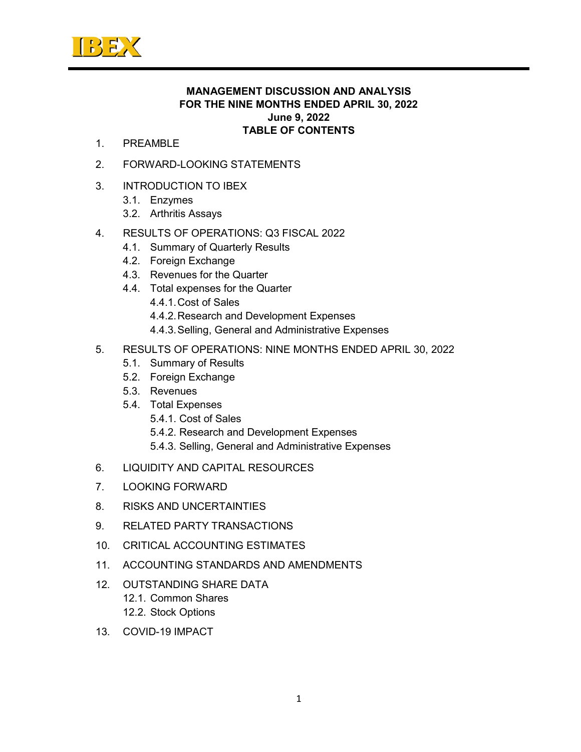**MANAGEMENT DISCUSSION AND ANALYSIS**
**FOR THE NINE MONTHS ENDED APRIL 30, 2022**
**June 9, 2022**
**TABLE OF CONTENTS**

1. PREAMBLE
2. FORWARD-LOOKING STATEMENTS
3. INTRODUCTION TO IBEX
   - 3.1. Enzymes
   - 3.2. Arthritis Assays
4. RESULTS OF OPERATIONS: Q3 FISCAL 2022
   - 4.1. Summary of Quarterly Results
   - 4.2. Foreign Exchange
   - 4.3. Revenues for the Quarter
   - 4.4. Total expenses for the Quarter
     - 4.4.1. Cost of Sales
     - 4.4.2. Research and Development Expenses
     - 4.4.3. Selling, General and Administrative Expenses
5. RESULTS OF OPERATIONS: NINE MONTHS ENDED APRIL 30, 2022
   - 5.1. Summary of Results
   - 5.2. Foreign Exchange
   - 5.3. Revenues
   - 5.4. Total Expenses
     - 5.4.1. Cost of Sales
     - 5.4.2. Research and Development Expenses
     - 5.4.3. Selling, General and Administrative Expenses
6. LIQUIDITY AND CAPITAL RESOURCES
7. LOOKING FORWARD
8. RISKS AND UNCERTAINTIES
9. RELATED PARTY TRANSACTIONS
10. CRITICAL ACCOUNTING ESTIMATES
11. ACCOUNTING STANDARDS AND AMENDMENTS
12. OUTSTANDING SHARE DATA
    - 12.1. Common Shares
    - 12.2. Stock Options
13. COVID-19 IMPACT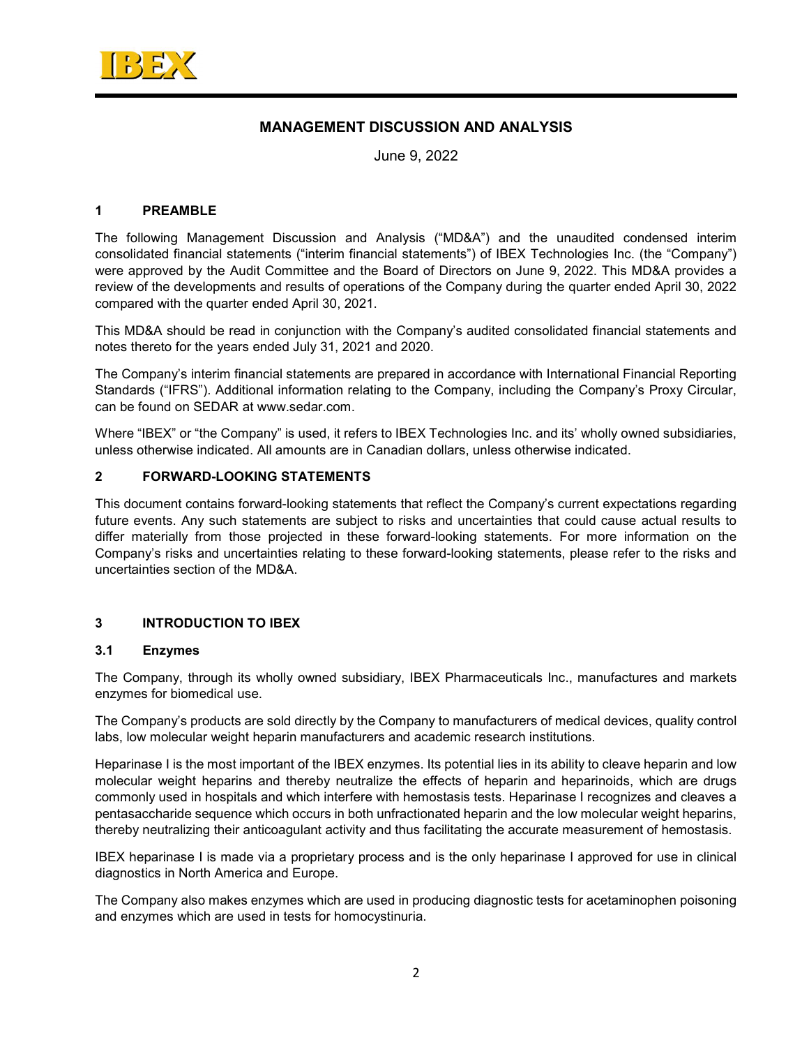# MANAGEMENT DISCUSSION AND ANALYSIS

June 9, 2022

## 1 PREAMBLE

The following Management Discussion and Analysis ("MD&A") and the unaudited condensed interim consolidated financial statements ("interim financial statements") of IBEX Technologies Inc. (the "Company") were approved by the Audit Committee and the Board of Directors on June 9, 2022. This MD&A provides a review of the developments and results of operations of the Company during the quarter ended April 30, 2022 compared with the quarter ended April 30, 2021.

This MD&A should be read in conjunction with the Company's audited consolidated financial statements and notes thereto for the years ended July 31, 2021 and 2020.

The Company's interim financial statements are prepared in accordance with International Financial Reporting Standards ("IFRS"). Additional information relating to the Company, including the Company's Proxy Circular, can be found on SEDAR at www.sedar.com.

Where "IBEX" or "the Company" is used, it refers to IBEX Technologies Inc. and its' wholly owned subsidiaries, unless otherwise indicated. All amounts are in Canadian dollars, unless otherwise indicated.

## 2 FORWARD-LOOKING STATEMENTS

This document contains forward-looking statements that reflect the Company's current expectations regarding future events. Any such statements are subject to risks and uncertainties that could cause actual results to differ materially from those projected in these forward-looking statements. For more information on the Company's risks and uncertainties relating to these forward-looking statements, please refer to the risks and uncertainties section of the MD&A.

## 3 INTRODUCTION TO IBEX

### 3.1 Enzymes

The Company, through its wholly owned subsidiary, IBEX Pharmaceuticals Inc., manufactures and markets enzymes for biomedical use.

The Company's products are sold directly by the Company to manufacturers of medical devices, quality control labs, low molecular weight heparin manufacturers and academic research institutions.

Heparinase I is the most important of the IBEX enzymes. Its potential lies in its ability to cleave heparin and low molecular weight heparins and thereby neutralize the effects of heparin and heparinoids, which are drugs commonly used in hospitals and which interfere with hemostasis tests. Heparinase I recognizes and cleaves a pentasaccharide sequence which occurs in both unfractionated heparin and the low molecular weight heparins, thereby neutralizing their anticoagulant activity and thus facilitating the accurate measurement of hemostasis.

IBEX heparinase I is made via a proprietary process and is the only heparinase I approved for use in clinical diagnostics in North America and Europe.

The Company also makes enzymes which are used in producing diagnostic tests for acetaminophen poisoning and enzymes which are used in tests for homocystinuria.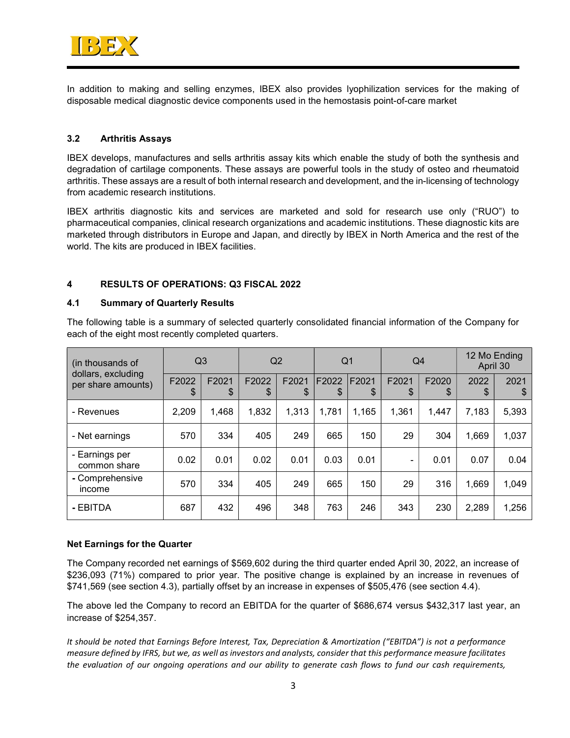In addition to making and selling enzymes, IBEX also provides lyophilization services for the making of disposable medical diagnostic device components used in the hemostasis point-of-care market

### 3.2 Arthritis Assays

IBEX develops, manufactures and sells arthritis assay kits which enable the study of both the synthesis and degradation of cartilage components. These assays are powerful tools in the study of osteo and rheumatoid arthritis. These assays are a result of both internal research and development, and the in-licensing of technology from academic research institutions.

IBEX arthritis diagnostic kits and services are marketed and sold for research use only ("RUO") to pharmaceutical companies, clinical research organizations and academic institutions. These diagnostic kits are marketed through distributors in Europe and Japan, and directly by IBEX in North America and the rest of the world. The kits are produced in IBEX facilities.

## 4 RESULTS OF OPERATIONS: Q3 FISCAL 2022

### 4.1 Summary of Quarterly Results

The following table is a summary of selected quarterly consolidated financial information of the Company for each of the eight most recently completed quarters.

| (in thousands of dollars, excluding per share amounts) | Q3 | | Q2 | | Q1 | | Q4 | | 12 Mo Ending April 30 | |
|---|---|---|---|---|---|---|---|---|---|---|
| | F2022 $ | F2021 $ | F2022 $ | F2021 $ | F2022 $ | F2021 $ | F2021 $ | F2020 $ | 2022 $ | 2021 $ |
| - Revenues | 2,209 | 1,468 | 1,832 | 1,313 | 1,781 | 1,165 | 1,361 | 1,447 | 7,183 | 5,393 |
| - Net earnings | 570 | 334 | 405 | 249 | 665 | 150 | 29 | 304 | 1,669 | 1,037 |
| - Earnings per common share | 0.02 | 0.01 | 0.02 | 0.01 | 0.03 | 0.01 | - | 0.01 | 0.07 | 0.04 |
| - Comprehensive income | 570 | 334 | 405 | 249 | 665 | 150 | 29 | 316 | 1,669 | 1,049 |
| - EBITDA | 687 | 432 | 496 | 348 | 763 | 246 | 343 | 230 | 2,289 | 1,256 |

**Net Earnings for the Quarter**

The Company recorded net earnings of $569,602 during the third quarter ended April 30, 2022, an increase of $236,093 (71%) compared to prior year. The positive change is explained by an increase in revenues of $741,569 (see section 4.3), partially offset by an increase in expenses of $505,476 (see section 4.4).

The above led the Company to record an EBITDA for the quarter of $686,674 versus $432,317 last year, an increase of $254,357.

*It should be noted that Earnings Before Interest, Tax, Depreciation & Amortization ("EBITDA") is not a performance measure defined by IFRS, but we, as well as investors and analysts, consider that this performance measure facilitates the evaluation of our ongoing operations and our ability to generate cash flows to fund our cash requirements,*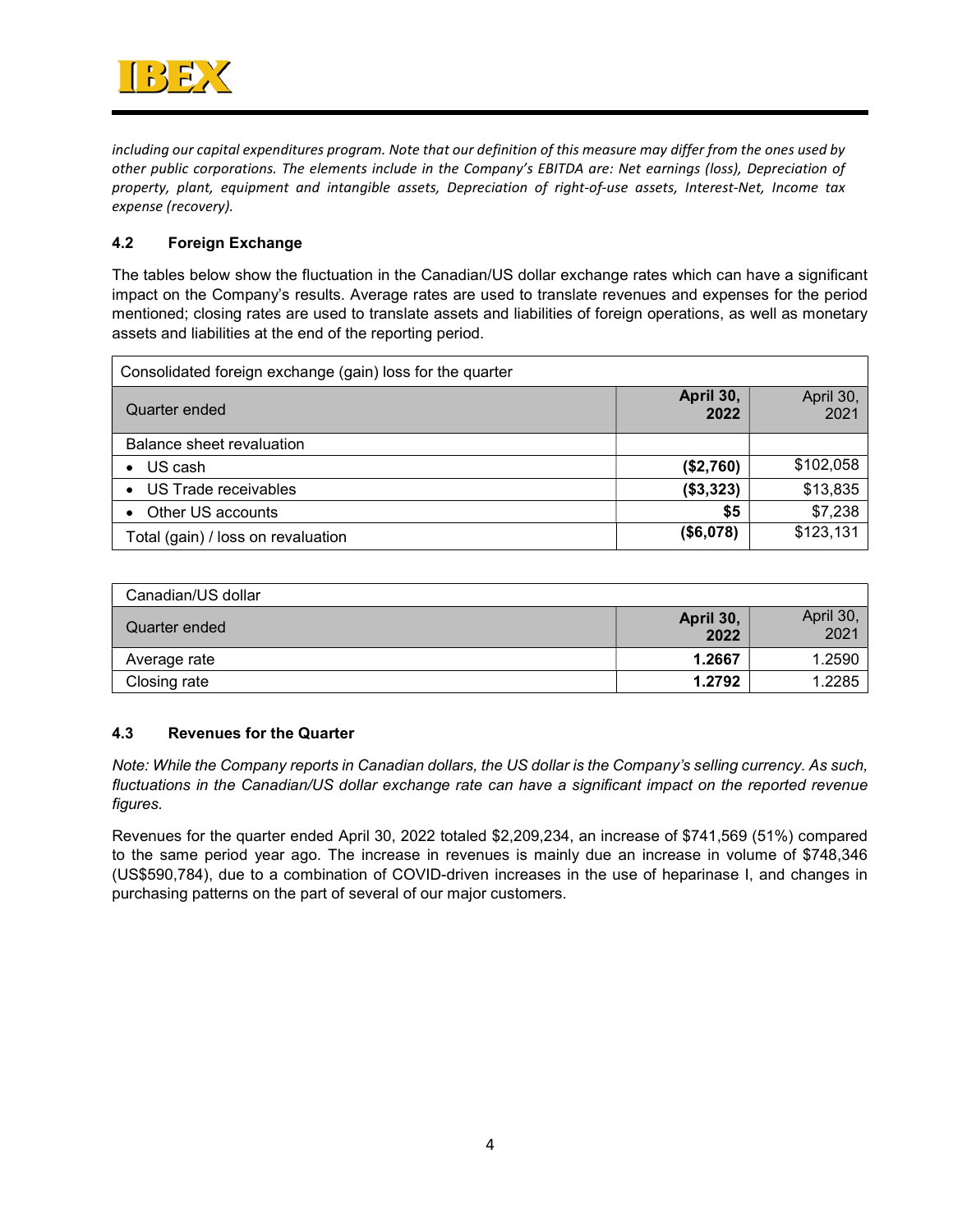*including our capital expenditures program. Note that our definition of this measure may differ from the ones used by other public corporations. The elements include in the Company's EBITDA are: Net earnings (loss), Depreciation of property, plant, equipment and intangible assets, Depreciation of right-of-use assets, Interest-Net, Income tax expense (recovery).*

### 4.2 Foreign Exchange

The tables below show the fluctuation in the Canadian/US dollar exchange rates which can have a significant impact on the Company's results. Average rates are used to translate revenues and expenses for the period mentioned; closing rates are used to translate assets and liabilities of foreign operations, as well as monetary assets and liabilities at the end of the reporting period.

| Consolidated foreign exchange (gain) loss for the quarter | | |
|---|---|---|
| Quarter ended | **April 30, 2022** | April 30, 2021 |
| Balance sheet revaluation | | |
| • US cash | **($2,760)** | $102,058 |
| • US Trade receivables | **($3,323)** | $13,835 |
| • Other US accounts | **$5** | $7,238 |
| Total (gain) / loss on revaluation | **($6,078)** | $123,131 |

| Canadian/US dollar | | |
|---|---|---|
| Quarter ended | **April 30, 2022** | April 30, 2021 |
| Average rate | **1.2667** | 1.2590 |
| Closing rate | **1.2792** | 1.2285 |

### 4.3 Revenues for the Quarter

*Note: While the Company reports in Canadian dollars, the US dollar is the Company's selling currency. As such, fluctuations in the Canadian/US dollar exchange rate can have a significant impact on the reported revenue figures.*

Revenues for the quarter ended April 30, 2022 totaled $2,209,234, an increase of $741,569 (51%) compared to the same period year ago. The increase in revenues is mainly due an increase in volume of $748,346 (US$590,784), due to a combination of COVID-driven increases in the use of heparinase I, and changes in purchasing patterns on the part of several of our major customers.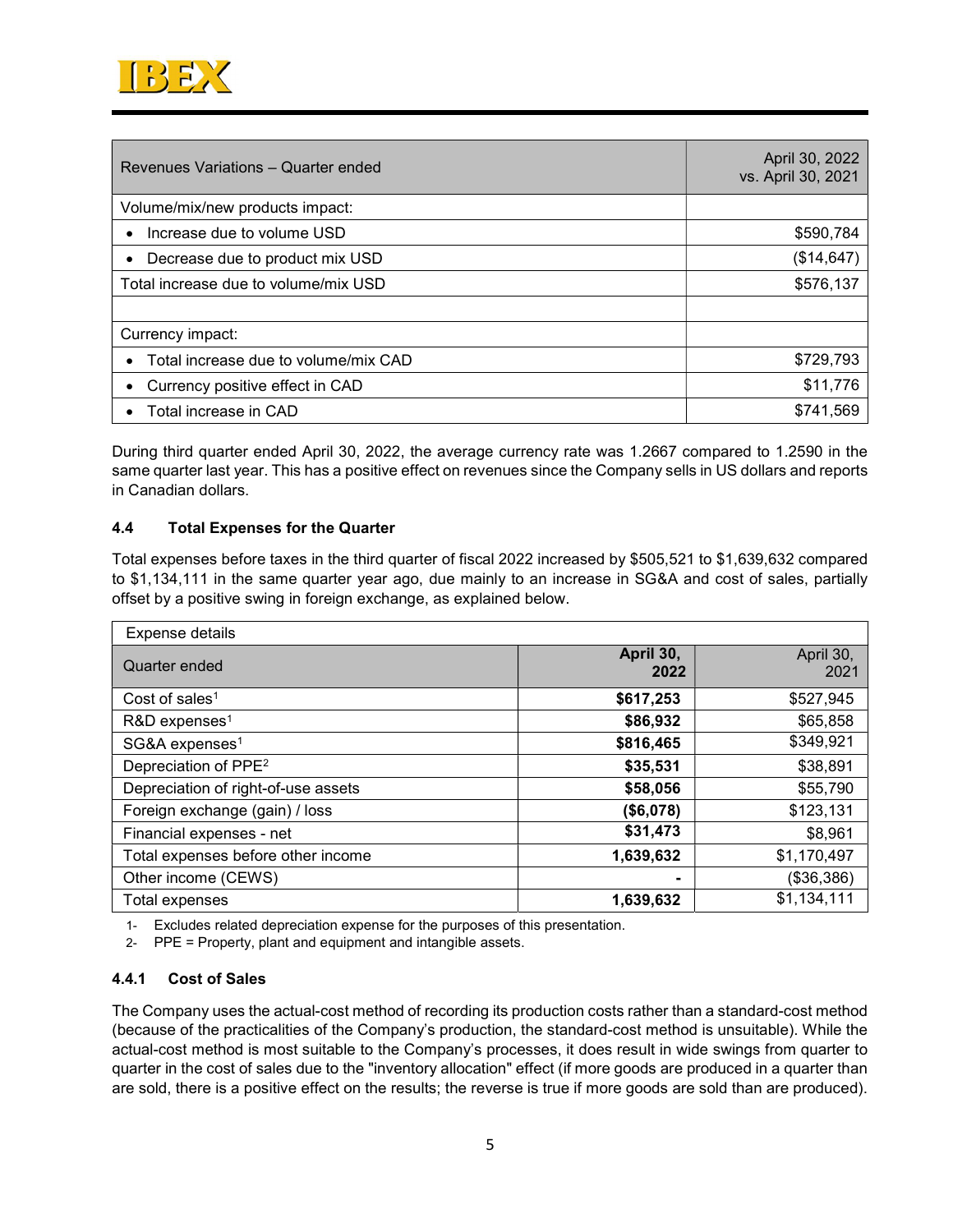| Revenues Variations – Quarter ended | April 30, 2022 vs. April 30, 2021 |
|---|---|
| Volume/mix/new products impact: | |
| • Increase due to volume USD | $590,784 |
| • Decrease due to product mix USD | ($14,647) |
| Total increase due to volume/mix USD | $576,137 |
| | |
| Currency impact: | |
| • Total increase due to volume/mix CAD | $729,793 |
| • Currency positive effect in CAD | $11,776 |
| • Total increase in CAD | $741,569 |

During third quarter ended April 30, 2022, the average currency rate was 1.2667 compared to 1.2590 in the same quarter last year. This has a positive effect on revenues since the Company sells in US dollars and reports in Canadian dollars.

### 4.4 Total Expenses for the Quarter

Total expenses before taxes in the third quarter of fiscal 2022 increased by $505,521 to $1,639,632 compared to $1,134,111 in the same quarter year ago, due mainly to an increase in SG&A and cost of sales, partially offset by a positive swing in foreign exchange, as explained below.

| Expense details | | |
|---|---|---|
| Quarter ended | **April 30, 2022** | April 30, 2021 |
| Cost of sales[1] | **$617,253** | $527,945 |
| R&D expenses[1] | **$86,932** | $65,858 |
| SG&A expenses[1] | **$816,465** | $349,921 |
| Depreciation of PPE[2] | **$35,531** | $38,891 |
| Depreciation of right-of-use assets | **$58,056** | $55,790 |
| Foreign exchange (gain) / loss | **($6,078)** | $123,131 |
| Financial expenses - net | **$31,473** | $8,961 |
| Total expenses before other income | 1,639,632 | $1,170,497 |
| Other income (CEWS) | **-** | ($36,386) |
| Total expenses | 1,639,632 | $1,134,111 |

1- Excludes related depreciation expense for the purposes of this presentation.
2- PPE = Property, plant and equipment and intangible assets.

#### 4.4.1 Cost of Sales

The Company uses the actual-cost method of recording its production costs rather than a standard-cost method (because of the practicalities of the Company's production, the standard-cost method is unsuitable). While the actual-cost method is most suitable to the Company's processes, it does result in wide swings from quarter to quarter in the cost of sales due to the "inventory allocation" effect (if more goods are produced in a quarter than are sold, there is a positive effect on the results; the reverse is true if more goods are sold than are produced).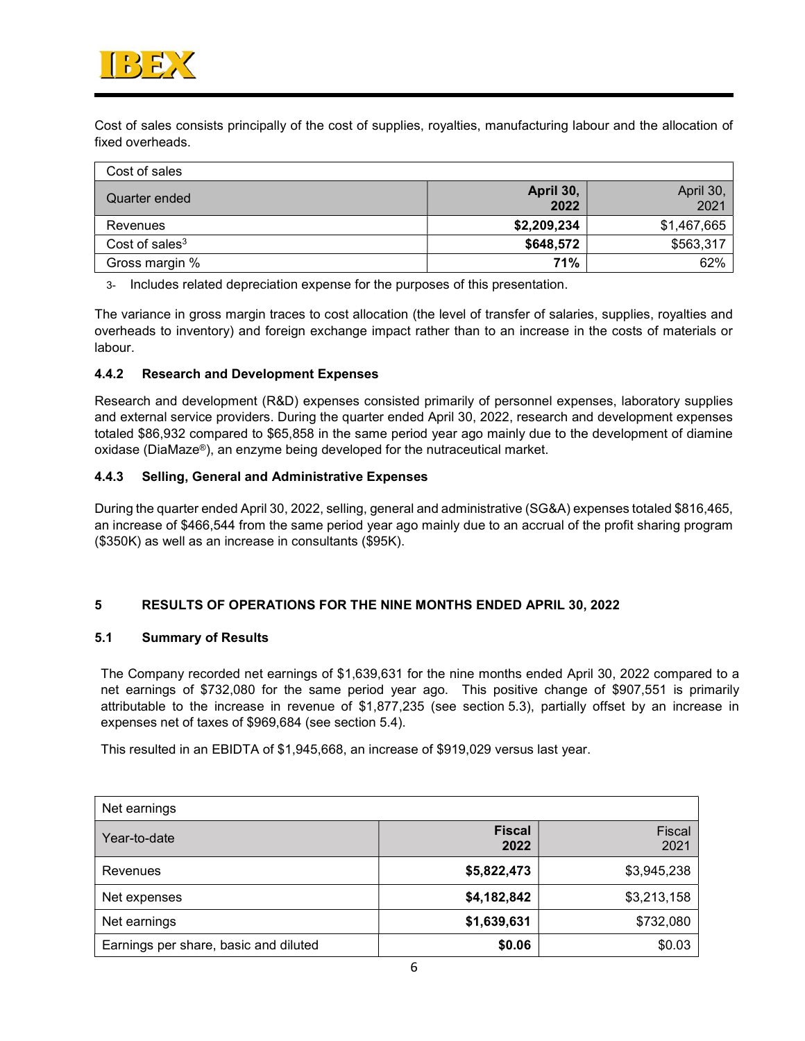Cost of sales consists principally of the cost of supplies, royalties, manufacturing labour and the allocation of fixed overheads.

| Cost of sales | | |
|---|---|---|
| Quarter ended | **April 30, 2022** | April 30, 2021 |
| Revenues | **$2,209,234** | $1,467,665 |
| Cost of sales[3] | **$648,572** | $563,317 |
| Gross margin % | **71%** | 62% |

3- Includes related depreciation expense for the purposes of this presentation.

The variance in gross margin traces to cost allocation (the level of transfer of salaries, supplies, royalties and overheads to inventory) and foreign exchange impact rather than to an increase in the costs of materials or labour.

### 4.4.2 Research and Development Expenses

Research and development (R&D) expenses consisted primarily of personnel expenses, laboratory supplies and external service providers. During the quarter ended April 30, 2022, research and development expenses totaled $86,932 compared to $65,858 in the same period year ago mainly due to the development of diamine oxidase (DiaMaze®), an enzyme being developed for the nutraceutical market.

### 4.4.3 Selling, General and Administrative Expenses

During the quarter ended April 30, 2022, selling, general and administrative (SG&A) expenses totaled $816,465, an increase of $466,544 from the same period year ago mainly due to an accrual of the profit sharing program ($350K) as well as an increase in consultants ($95K).

## 5 RESULTS OF OPERATIONS FOR THE NINE MONTHS ENDED APRIL 30, 2022

### 5.1 Summary of Results

The Company recorded net earnings of $1,639,631 for the nine months ended April 30, 2022 compared to a net earnings of $732,080 for the same period year ago. This positive change of $907,551 is primarily attributable to the increase in revenue of $1,877,235 (see section 5.3), partially offset by an increase in expenses net of taxes of $969,684 (see section 5.4).

This resulted in an EBIDTA of $1,945,668, an increase of $919,029 versus last year.

| Net earnings | | |
|---|---|---|
| Year-to-date | **Fiscal 2022** | Fiscal 2021 |
| Revenues | **$5,822,473** | $3,945,238 |
| Net expenses | **$4,182,842** | $3,213,158 |
| Net earnings | **$1,639,631** | $732,080 |
| Earnings per share, basic and diluted | **$0.06** | $0.03 |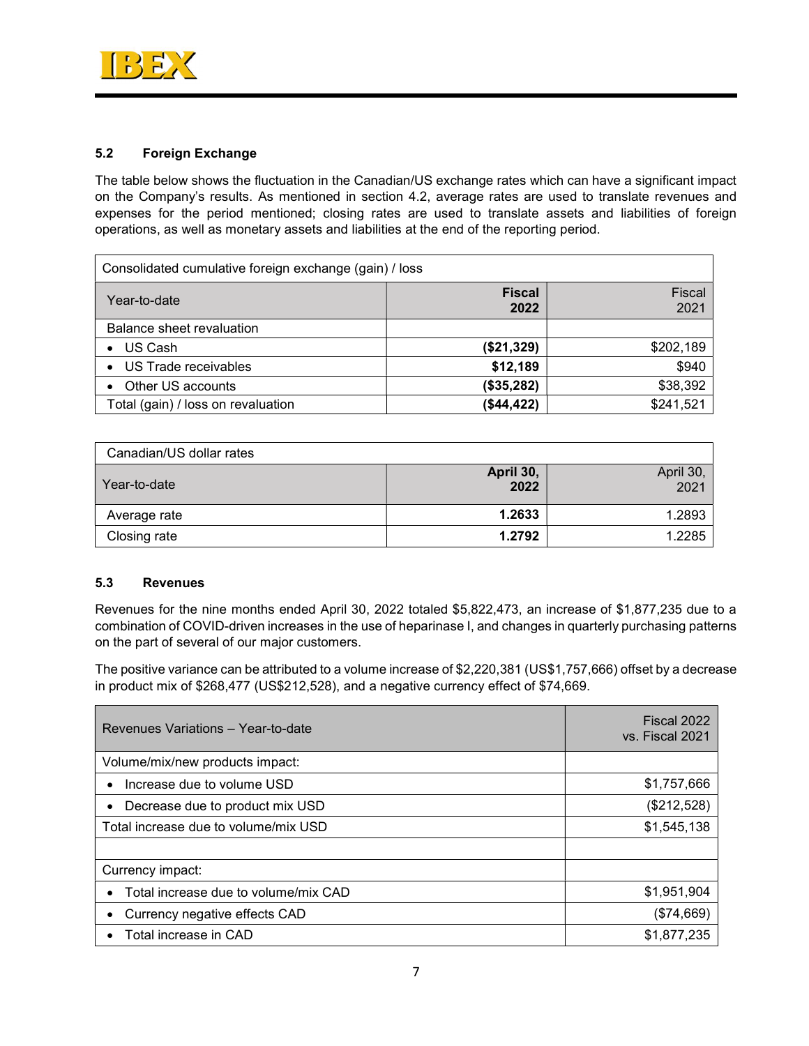### 5.2 Foreign Exchange

The table below shows the fluctuation in the Canadian/US exchange rates which can have a significant impact on the Company's results. As mentioned in section 4.2, average rates are used to translate revenues and expenses for the period mentioned; closing rates are used to translate assets and liabilities of foreign operations, as well as monetary assets and liabilities at the end of the reporting period.

| Consolidated cumulative foreign exchange (gain) / loss | | |
|---|---|---|
| Year-to-date | **Fiscal 2022** | Fiscal 2021 |
| Balance sheet revaluation | | |
| • US Cash | **($21,329)** | $202,189 |
| • US Trade receivables | **$12,189** | $940 |
| • Other US accounts | **($35,282)** | $38,392 |
| Total (gain) / loss on revaluation | **($44,422)** | $241,521 |

| Canadian/US dollar rates | | |
|---|---|---|
| Year-to-date | **April 30, 2022** | April 30, 2021 |
| Average rate | **1.2633** | 1.2893 |
| Closing rate | **1.2792** | 1.2285 |

### 5.3 Revenues

Revenues for the nine months ended April 30, 2022 totaled $5,822,473, an increase of $1,877,235 due to a combination of COVID-driven increases in the use of heparinase I, and changes in quarterly purchasing patterns on the part of several of our major customers.

The positive variance can be attributed to a volume increase of $2,220,381 (US$1,757,666) offset by a decrease in product mix of $268,477 (US$212,528), and a negative currency effect of $74,669.

| Revenues Variations – Year-to-date | Fiscal 2022 vs. Fiscal 2021 |
|---|---|
| Volume/mix/new products impact: | |
| • Increase due to volume USD | $1,757,666 |
| • Decrease due to product mix USD | ($212,528) |
| Total increase due to volume/mix USD | $1,545,138 |
| | |
| Currency impact: | |
| • Total increase due to volume/mix CAD | $1,951,904 |
| • Currency negative effects CAD | ($74,669) |
| • Total increase in CAD | $1,877,235 |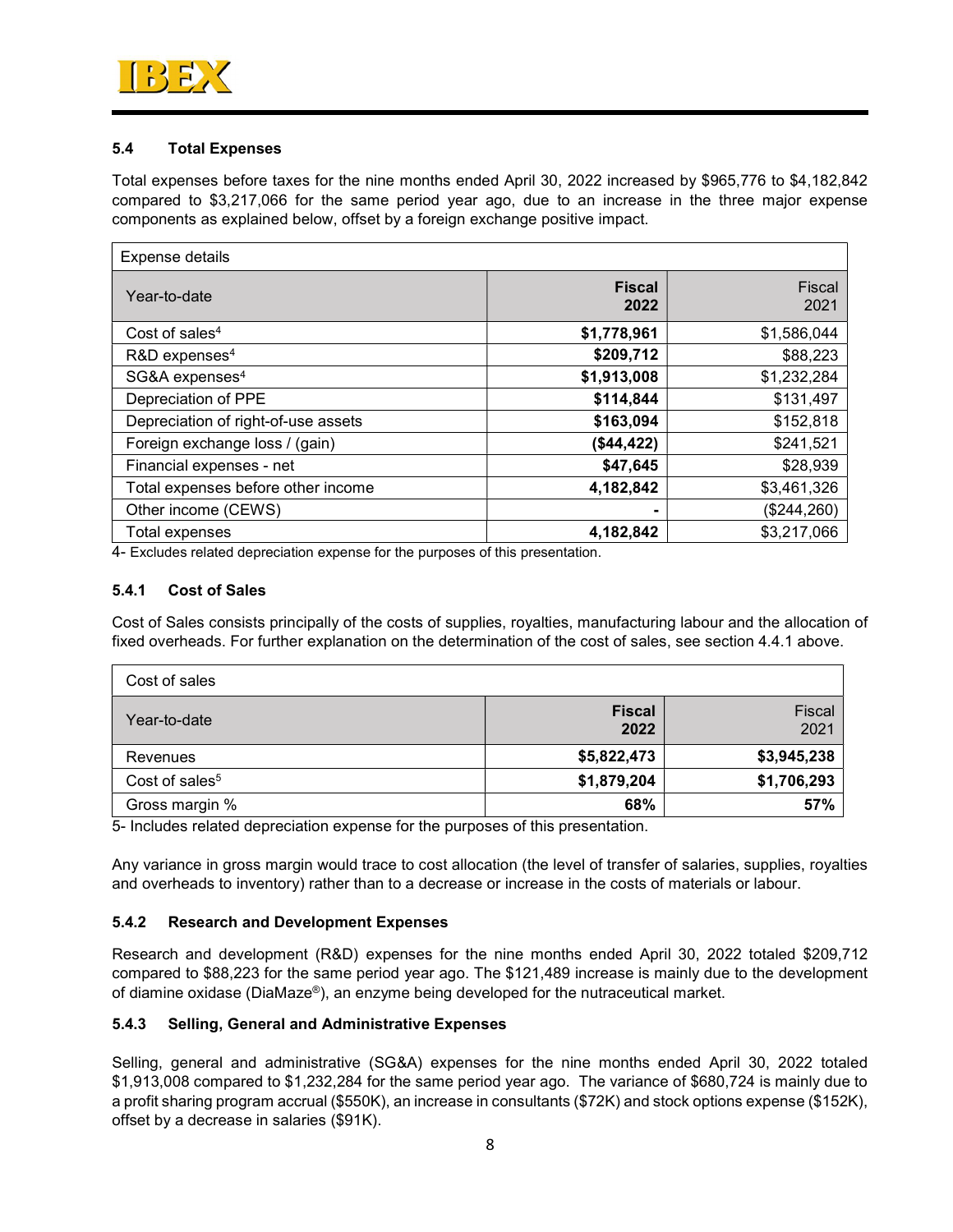### 5.4 Total Expenses

Total expenses before taxes for the nine months ended April 30, 2022 increased by $965,776 to $4,182,842 compared to $3,217,066 for the same period year ago, due to an increase in the three major expense components as explained below, offset by a foreign exchange positive impact.

| Expense details | | |
|---|---|---|
| Year-to-date | **Fiscal 2022** | Fiscal 2021 |
| Cost of sales[4] | **$1,778,961** | $1,586,044 |
| R&D expenses[4] | **$209,712** | $88,223 |
| SG&A expenses[4] | **$1,913,008** | $1,232,284 |
| Depreciation of PPE | **$114,844** | $131,497 |
| Depreciation of right-of-use assets | **$163,094** | $152,818 |
| Foreign exchange loss / (gain) | **($44,422)** | $241,521 |
| Financial expenses - net | **$47,645** | $28,939 |
| Total expenses before other income | **4,182,842** | $3,461,326 |
| Other income (CEWS) | **-** | ($244,260) |
| Total expenses | **4,182,842** | $3,217,066 |

4- Excludes related depreciation expense for the purposes of this presentation.

#### 5.4.1 Cost of Sales

Cost of Sales consists principally of the costs of supplies, royalties, manufacturing labour and the allocation of fixed overheads. For further explanation on the determination of the cost of sales, see section 4.4.1 above.

| Cost of sales | | |
|---|---|---|
| Year-to-date | **Fiscal 2022** | Fiscal 2021 |
| Revenues | **$5,822,473** | **$3,945,238** |
| Cost of sales[5] | **$1,879,204** | **$1,706,293** |
| Gross margin % | **68%** | **57%** |

5- Includes related depreciation expense for the purposes of this presentation.

Any variance in gross margin would trace to cost allocation (the level of transfer of salaries, supplies, royalties and overheads to inventory) rather than to a decrease or increase in the costs of materials or labour.

#### 5.4.2 Research and Development Expenses

Research and development (R&D) expenses for the nine months ended April 30, 2022 totaled $209,712 compared to $88,223 for the same period year ago. The $121,489 increase is mainly due to the development of diamine oxidase (DiaMaze®), an enzyme being developed for the nutraceutical market.

#### 5.4.3 Selling, General and Administrative Expenses

Selling, general and administrative (SG&A) expenses for the nine months ended April 30, 2022 totaled $1,913,008 compared to $1,232,284 for the same period year ago. The variance of $680,724 is mainly due to a profit sharing program accrual ($550K), an increase in consultants ($72K) and stock options expense ($152K), offset by a decrease in salaries ($91K).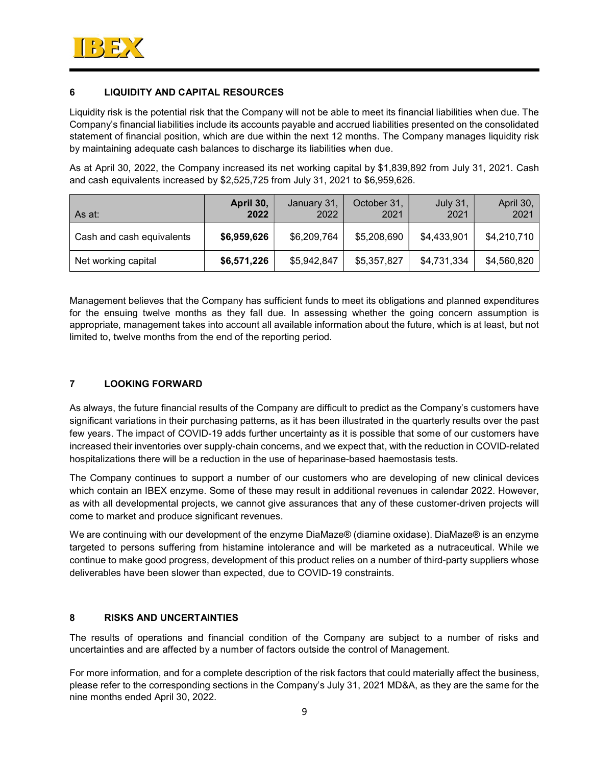## 6 LIQUIDITY AND CAPITAL RESOURCES

Liquidity risk is the potential risk that the Company will not be able to meet its financial liabilities when due. The Company's financial liabilities include its accounts payable and accrued liabilities presented on the consolidated statement of financial position, which are due within the next 12 months. The Company manages liquidity risk by maintaining adequate cash balances to discharge its liabilities when due.

As at April 30, 2022, the Company increased its net working capital by $1,839,892 from July 31, 2021. Cash and cash equivalents increased by $2,525,725 from July 31, 2021 to $6,959,626.

| As at: | **April 30, 2022** | January 31, 2022 | October 31, 2021 | July 31, 2021 | April 30, 2021 |
|---|---|---|---|---|---|
| Cash and cash equivalents | **$6,959,626** | $6,209,764 | $5,208,690 | $4,433,901 | $4,210,710 |
| Net working capital | **$6,571,226** | $5,942,847 | $5,357,827 | $4,731,334 | $4,560,820 |

Management believes that the Company has sufficient funds to meet its obligations and planned expenditures for the ensuing twelve months as they fall due. In assessing whether the going concern assumption is appropriate, management takes into account all available information about the future, which is at least, but not limited to, twelve months from the end of the reporting period.

## 7 LOOKING FORWARD

As always, the future financial results of the Company are difficult to predict as the Company's customers have significant variations in their purchasing patterns, as it has been illustrated in the quarterly results over the past few years. The impact of COVID-19 adds further uncertainty as it is possible that some of our customers have increased their inventories over supply-chain concerns, and we expect that, with the reduction in COVID-related hospitalizations there will be a reduction in the use of heparinase-based haemostasis tests.

The Company continues to support a number of our customers who are developing of new clinical devices which contain an IBEX enzyme. Some of these may result in additional revenues in calendar 2022. However, as with all developmental projects, we cannot give assurances that any of these customer-driven projects will come to market and produce significant revenues.

We are continuing with our development of the enzyme DiaMaze® (diamine oxidase). DiaMaze® is an enzyme targeted to persons suffering from histamine intolerance and will be marketed as a nutraceutical. While we continue to make good progress, development of this product relies on a number of third-party suppliers whose deliverables have been slower than expected, due to COVID-19 constraints.

## 8 RISKS AND UNCERTAINTIES

The results of operations and financial condition of the Company are subject to a number of risks and uncertainties and are affected by a number of factors outside the control of Management.

For more information, and for a complete description of the risk factors that could materially affect the business, please refer to the corresponding sections in the Company's July 31, 2021 MD&A, as they are the same for the nine months ended April 30, 2022.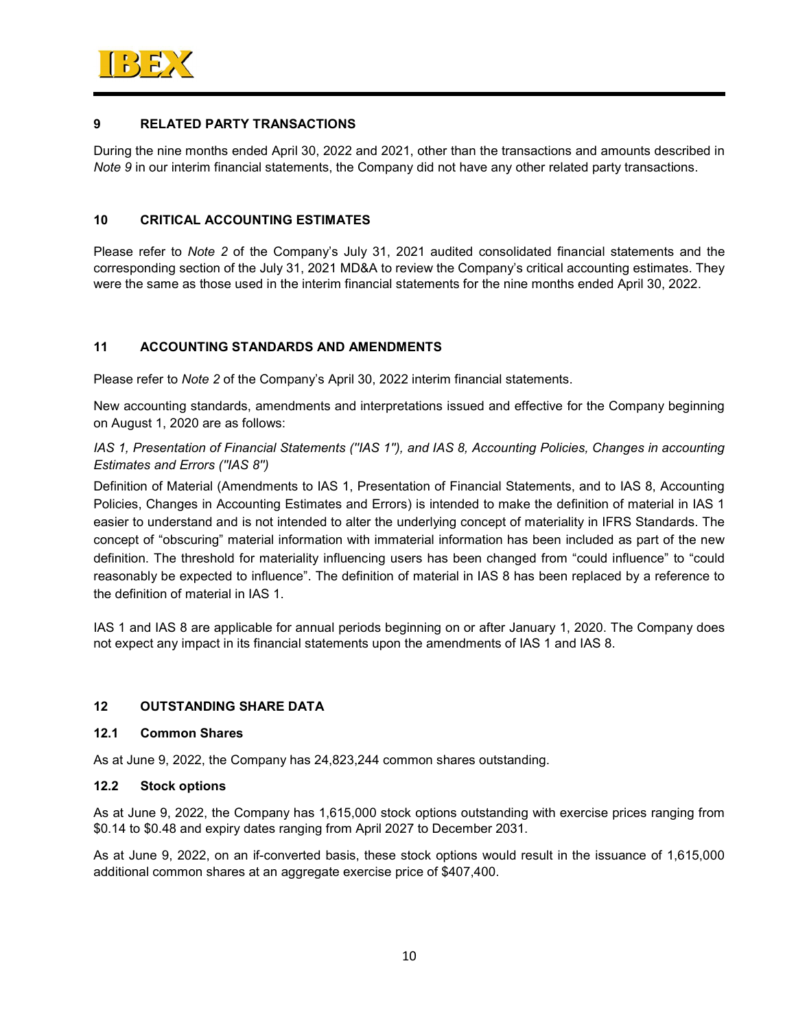## 9 RELATED PARTY TRANSACTIONS

During the nine months ended April 30, 2022 and 2021, other than the transactions and amounts described in *Note 9* in our interim financial statements, the Company did not have any other related party transactions.

## 10 CRITICAL ACCOUNTING ESTIMATES

Please refer to *Note 2* of the Company's July 31, 2021 audited consolidated financial statements and the corresponding section of the July 31, 2021 MD&A to review the Company's critical accounting estimates. They were the same as those used in the interim financial statements for the nine months ended April 30, 2022.

## 11 ACCOUNTING STANDARDS AND AMENDMENTS

Please refer to *Note 2* of the Company's April 30, 2022 interim financial statements.

New accounting standards, amendments and interpretations issued and effective for the Company beginning on August 1, 2020 are as follows:

*IAS 1, Presentation of Financial Statements ("IAS 1"), and IAS 8, Accounting Policies, Changes in accounting Estimates and Errors ("IAS 8")*

Definition of Material (Amendments to IAS 1, Presentation of Financial Statements, and to IAS 8, Accounting Policies, Changes in Accounting Estimates and Errors) is intended to make the definition of material in IAS 1 easier to understand and is not intended to alter the underlying concept of materiality in IFRS Standards. The concept of "obscuring" material information with immaterial information has been included as part of the new definition. The threshold for materiality influencing users has been changed from "could influence" to "could reasonably be expected to influence". The definition of material in IAS 8 has been replaced by a reference to the definition of material in IAS 1.

IAS 1 and IAS 8 are applicable for annual periods beginning on or after January 1, 2020. The Company does not expect any impact in its financial statements upon the amendments of IAS 1 and IAS 8.

## 12 OUTSTANDING SHARE DATA

### 12.1 Common Shares

As at June 9, 2022, the Company has 24,823,244 common shares outstanding.

### 12.2 Stock options

As at June 9, 2022, the Company has 1,615,000 stock options outstanding with exercise prices ranging from $0.14 to $0.48 and expiry dates ranging from April 2027 to December 2031.

As at June 9, 2022, on an if-converted basis, these stock options would result in the issuance of 1,615,000 additional common shares at an aggregate exercise price of $407,400.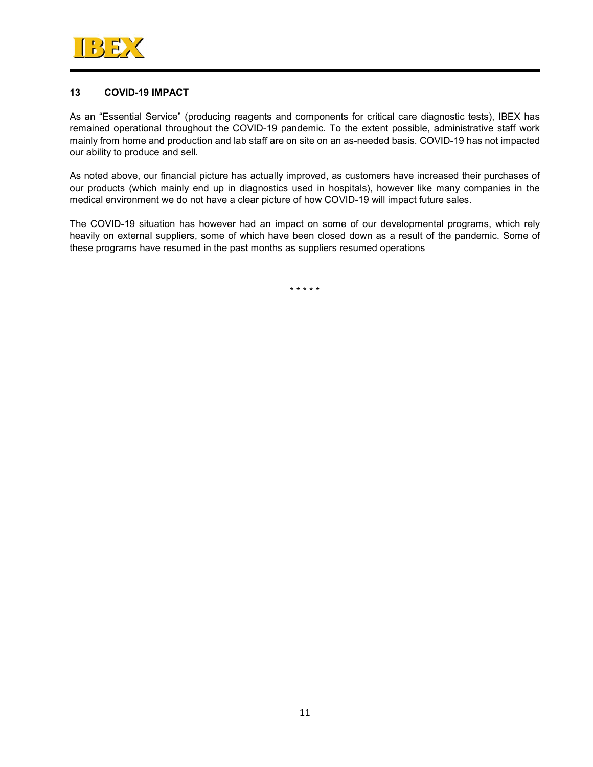## 13 COVID-19 IMPACT

As an “Essential Service” (producing reagents and components for critical care diagnostic tests), IBEX has remained operational throughout the COVID-19 pandemic. To the extent possible, administrative staff work mainly from home and production and lab staff are on site on an as-needed basis. COVID-19 has not impacted our ability to produce and sell.

As noted above, our financial picture has actually improved, as customers have increased their purchases of our products (which mainly end up in diagnostics used in hospitals), however like many companies in the medical environment we do not have a clear picture of how COVID-19 will impact future sales.

The COVID-19 situation has however had an impact on some of our developmental programs, which rely heavily on external suppliers, some of which have been closed down as a result of the pandemic. Some of these programs have resumed in the past months as suppliers resumed operations

\* \* \* \* \*